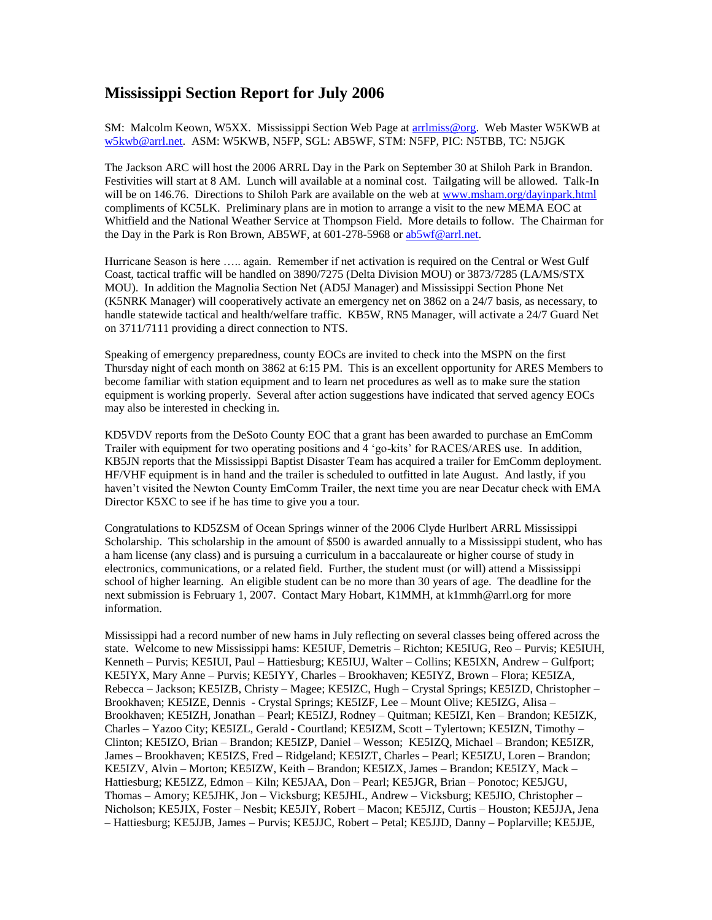# Mississippi Section Report for July 2006

SM: Malcolm Keown, W5XX. Mississippi Section Web Page at arrlmiss@org. Web Master W5KWB at w5kwb@arrl.net. ASM: W5KWB, N5FP, SGL: AB5WF, STM: N5FP, PIC: N5TBB, TC: N5JGK

The Jackson ARC will host the 2006 ARRL Day in the Park on September 30 at Shiloh Park in Brandon. Festivities will start at 8 AM. Lunch will available at a nominal cost. Tailgating will be allowed. Talk-In will be on 146.76. Directions to Shiloh Park are available on the web at www.msham.org/dayinpark.html compliments of KC5LK. Preliminary plans are in motion to arrange a visit to the new MEMA EOC at Whitfield and the National Weather Service at Thompson Field. More details to follow. The Chairman for the Day in the Park is Ron Brown, AB5WF, at 601-278-5968 or ab5wf@arrl.net.

Hurricane Season is here ….. again. Remember if net activation is required on the Central or West Gulf Coast, tactical traffic will be handled on 3890/7275 (Delta Division MOU) or 3873/7285 (LA/MS/STX MOU). In addition the Magnolia Section Net (AD5J Manager) and Mississippi Section Phone Net (K5NRK Manager) will cooperatively activate an emergency net on 3862 on a 24/7 basis, as necessary, to handle statewide tactical and health/welfare traffic. KB5W, RN5 Manager, will activate a 24/7 Guard Net on 3711/7111 providing a direct connection to NTS.

Speaking of emergency preparedness, county EOCs are invited to check into the MSPN on the first Thursday night of each month on 3862 at 6:15 PM. This is an excellent opportunity for ARES Members to become familiar with station equipment and to learn net procedures as well as to make sure the station equipment is working properly. Several after action suggestions have indicated that served agency EOCs may also be interested in checking in.

KD5VDV reports from the DeSoto County EOC that a grant has been awarded to purchase an EmComm Trailer with equipment for two operating positions and 4 'go-kits' for RACES/ARES use. In addition, KB5JN reports that the Mississippi Baptist Disaster Team has acquired a trailer for EmComm deployment. HF/VHF equipment is in hand and the trailer is scheduled to outfitted in late August. And lastly, if you haven't visited the Newton County EmComm Trailer, the next time you are near Decatur check with EMA Director K5XC to see if he has time to give you a tour.

Congratulations to KD5ZSM of Ocean Springs winner of the 2006 Clyde Hurlbert ARRL Mississippi Scholarship. This scholarship in the amount of $500 is awarded annually to a Mississippi student, who has a ham license (any class) and is pursuing a curriculum in a baccalaureate or higher course of study in electronics, communications, or a related field. Further, the student must (or will) attend a Mississippi school of higher learning. An eligible student can be no more than 30 years of age. The deadline for the next submission is February 1, 2007. Contact Mary Hobart, K1MMH, at k1mmh@arrl.org for more information.

Mississippi had a record number of new hams in July reflecting on several classes being offered across the state. Welcome to new Mississippi hams: KE5IUF, Demetris – Richton; KE5IUG, Reo – Purvis; KE5IUH, Kenneth – Purvis; KE5IUI, Paul – Hattiesburg; KE5IUJ, Walter – Collins; KE5IXN, Andrew – Gulfport; KE5IYX, Mary Anne – Purvis; KE5IYY, Charles – Brookhaven; KE5IYZ, Brown – Flora; KE5IZA, Rebecca – Jackson; KE5IZB, Christy – Magee; KE5IZC, Hugh – Crystal Springs; KE5IZD, Christopher – Brookhaven; KE5IZE, Dennis - Crystal Springs; KE5IZF, Lee – Mount Olive; KE5IZG, Alisa – Brookhaven; KE5IZH, Jonathan – Pearl; KE5IZJ, Rodney – Quitman; KE5IZI, Ken – Brandon; KE5IZK, Charles – Yazoo City; KE5IZL, Gerald - Courtland; KE5IZM, Scott – Tylertown; KE5IZN, Timothy – Clinton; KE5IZO, Brian – Brandon; KE5IZP, Daniel – Wesson; KE5IZQ, Michael – Brandon; KE5IZR, James – Brookhaven; KE5IZS, Fred – Ridgeland; KE5IZT, Charles – Pearl; KE5IZU, Loren – Brandon; KE5IZV, Alvin – Morton; KE5IZW, Keith – Brandon; KE5IZX, James – Brandon; KE5IZY, Mack – Hattiesburg; KE5IZZ, Edmon – Kiln; KE5JAA, Don – Pearl; KE5JGR, Brian – Ponotoc; KE5JGU, Thomas – Amory; KE5JHK, Jon – Vicksburg; KE5JHL, Andrew – Vicksburg; KE5JIO, Christopher – Nicholson; KE5JIX, Foster – Nesbit; KE5JIY, Robert – Macon; KE5JIZ, Curtis – Houston; KE5JJA, Jena – Hattiesburg; KE5JJB, James – Purvis; KE5JJC, Robert – Petal; KE5JJD, Danny – Poplarville; KE5JJE,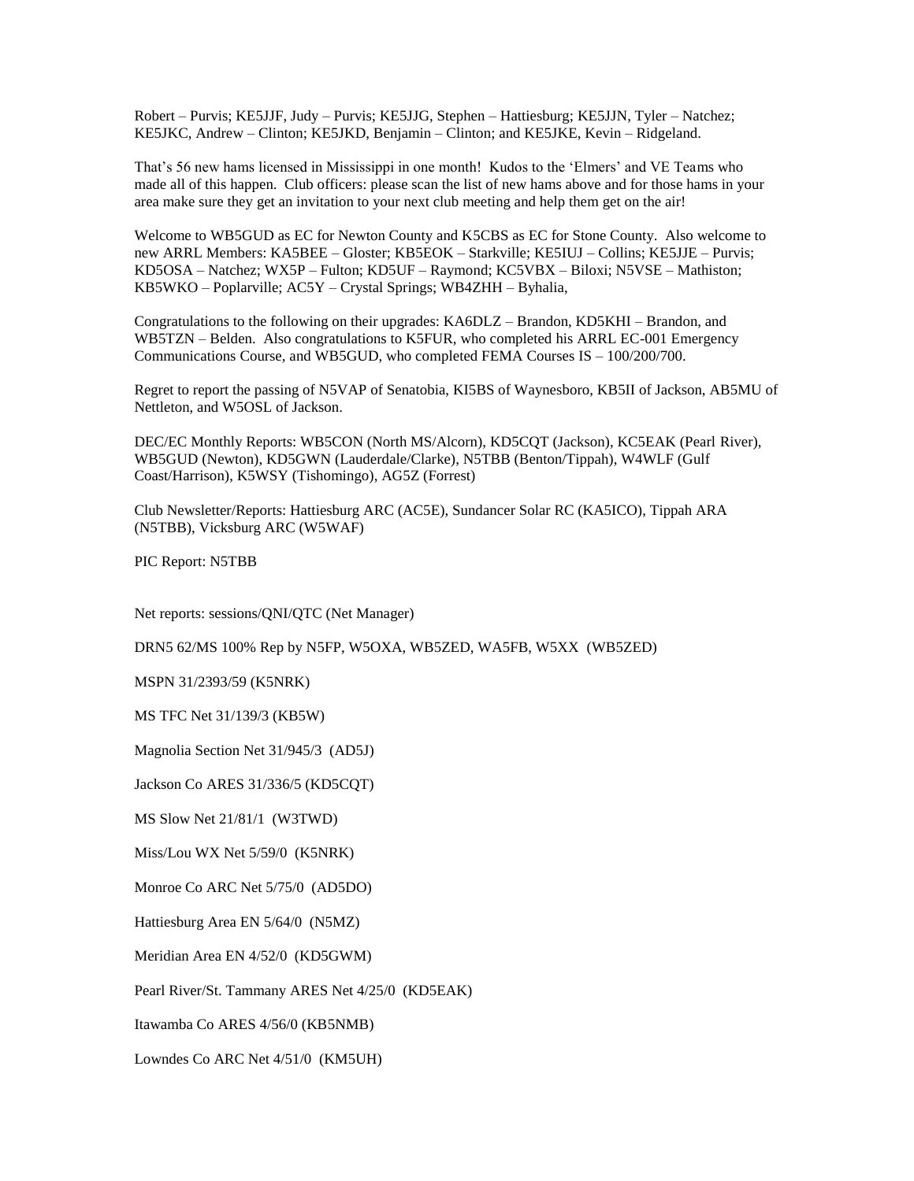Robert – Purvis; KE5JJF, Judy – Purvis; KE5JJG, Stephen – Hattiesburg; KE5JJN, Tyler – Natchez; KE5JKC, Andrew – Clinton; KE5JKD, Benjamin – Clinton; and KE5JKE, Kevin – Ridgeland.

That's 56 new hams licensed in Mississippi in one month! Kudos to the 'Elmers' and VE Teams who made all of this happen. Club officers: please scan the list of new hams above and for those hams in your area make sure they get an invitation to your next club meeting and help them get on the air!

Welcome to WB5GUD as EC for Newton County and K5CBS as EC for Stone County. Also welcome to new ARRL Members: KA5BEE – Gloster; KB5EOK – Starkville; KE5IUJ – Collins; KE5JJE – Purvis; KD5OSA – Natchez; WX5P – Fulton; KD5UF – Raymond; KC5VBX – Biloxi; N5VSE – Mathiston; KB5WKO – Poplarville; AC5Y – Crystal Springs; WB4ZHH – Byhalia,

Congratulations to the following on their upgrades: KA6DLZ – Brandon, KD5KHI – Brandon, and WB5TZN – Belden. Also congratulations to K5FUR, who completed his ARRL EC-001 Emergency Communications Course, and WB5GUD, who completed FEMA Courses IS – 100/200/700.

Regret to report the passing of N5VAP of Senatobia, KI5BS of Waynesboro, KB5II of Jackson, AB5MU of Nettleton, and W5OSL of Jackson.

DEC/EC Monthly Reports: WB5CON (North MS/Alcorn), KD5CQT (Jackson), KC5EAK (Pearl River), WB5GUD (Newton), KD5GWN (Lauderdale/Clarke), N5TBB (Benton/Tippah), W4WLF (Gulf Coast/Harrison), K5WSY (Tishomingo), AG5Z (Forrest)

Club Newsletter/Reports: Hattiesburg ARC (AC5E), Sundancer Solar RC (KA5ICO), Tippah ARA (N5TBB), Vicksburg ARC (W5WAF)

PIC Report: N5TBB

Net reports: sessions/QNI/QTC (Net Manager)

DRN5 62/MS 100% Rep by N5FP, W5OXA, WB5ZED, WA5FB, W5XX (WB5ZED)

MSPN 31/2393/59 (K5NRK)

MS TFC Net 31/139/3 (KB5W)

Magnolia Section Net 31/945/3 (AD5J)

Jackson Co ARES 31/336/5 (KD5CQT)

MS Slow Net 21/81/1 (W3TWD)

Miss/Lou WX Net 5/59/0 (K5NRK)

Monroe Co ARC Net 5/75/0 (AD5DO)

Hattiesburg Area EN 5/64/0 (N5MZ)

Meridian Area EN 4/52/0 (KD5GWM)

Pearl River/St. Tammany ARES Net 4/25/0 (KD5EAK)

Itawamba Co ARES 4/56/0 (KB5NMB)

Lowndes Co ARC Net 4/51/0 (KM5UH)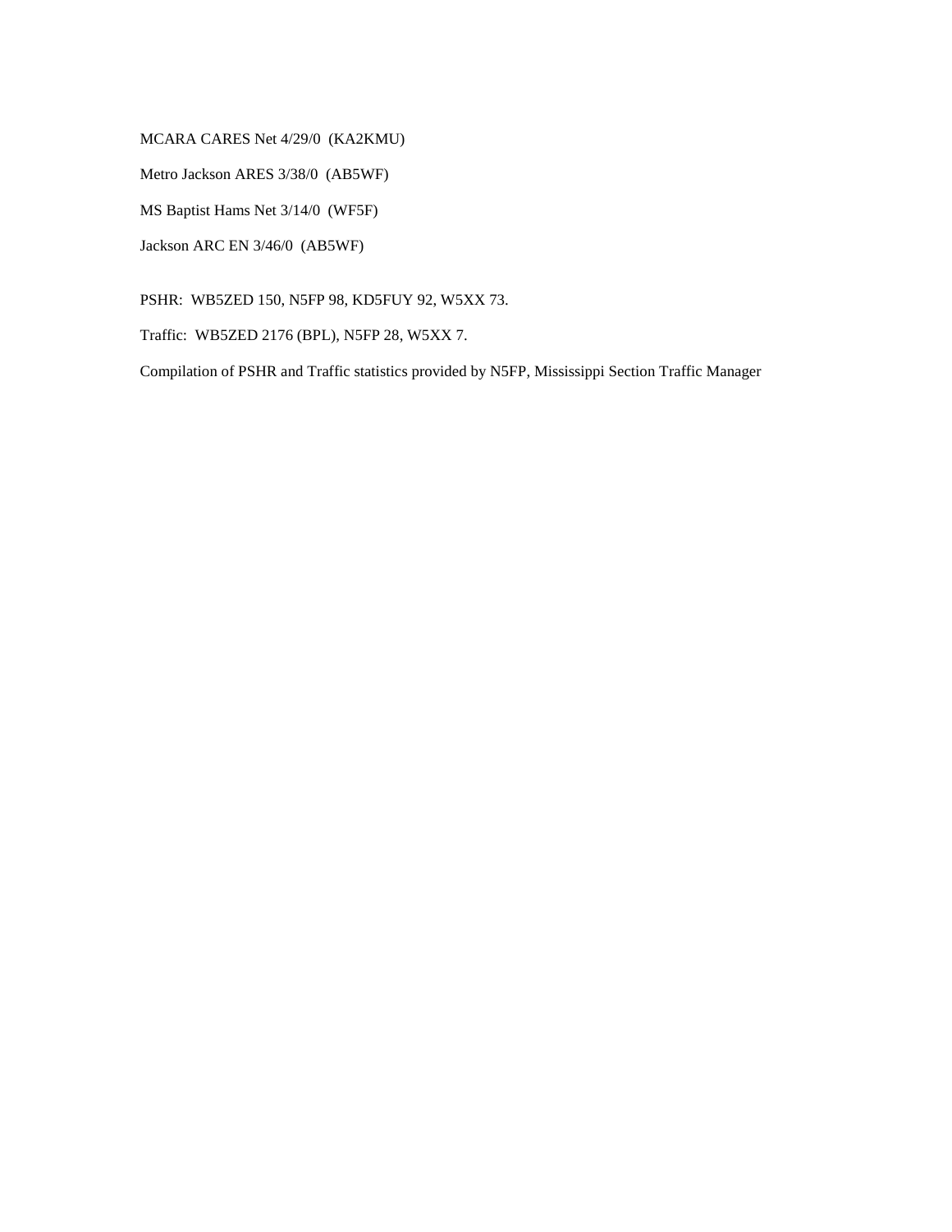MCARA CARES Net 4/29/0 (KA2KMU)

Metro Jackson ARES 3/38/0 (AB5WF)

MS Baptist Hams Net 3/14/0 (WF5F)

Jackson ARC EN 3/46/0 (AB5WF)

PSHR: WB5ZED 150, N5FP 98, KD5FUY 92, W5XX 73.

Traffic: WB5ZED 2176 (BPL), N5FP 28, W5XX 7.

Compilation of PSHR and Traffic statistics provided by N5FP, Mississippi Section Traffic Manager